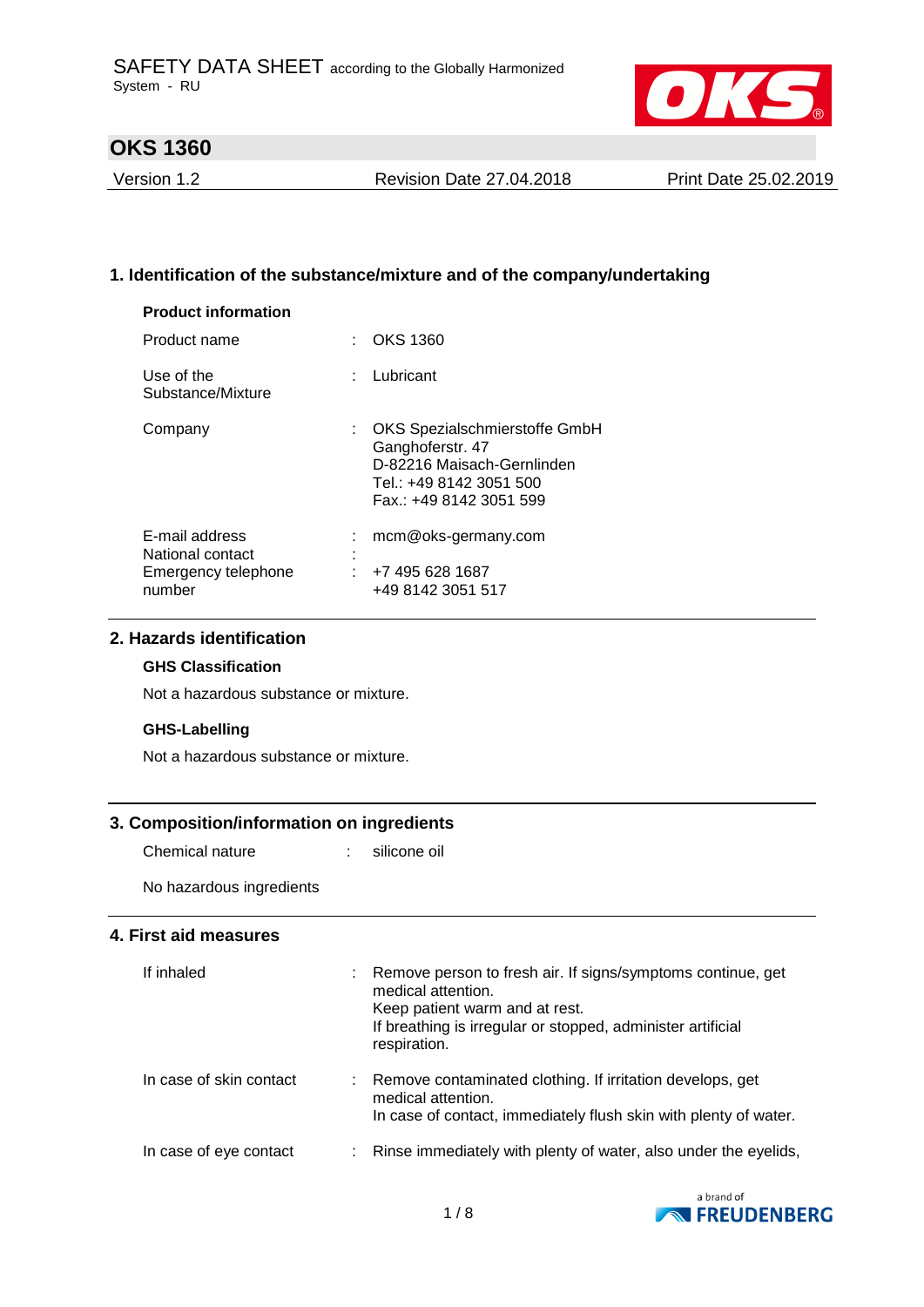SAFETY DATA SHEET according to the Globally Harmonized System - RU

# OKS 1360

| Version 1.2 | Revision Date 27.04.2018 | Print Date 25.02.2019 |
|---|---|---|

## 1. Identification of the substance/mixture and of the company/undertaking

### Product information

| | | |
|---|---|---|
| Product name | : | OKS 1360 |
| Use of the Substance/Mixture | : | Lubricant |
| Company | : | OKS Spezialschmierstoffe GmbH<br>Ganghoferstr. 47<br>D-82216 Maisach-Gernlinden<br>Tel.: +49 8142 3051 500<br>Fax.: +49 8142 3051 599 |
| E-mail address | : | mcm@oks-germany.com |
| National contact | : | |
| Emergency telephone number | : | +7 495 628 1687<br>+49 8142 3051 517 |

## 2. Hazards identification

### GHS Classification

Not a hazardous substance or mixture.

### GHS-Labelling

Not a hazardous substance or mixture.

## 3. Composition/information on ingredients

| | | |
|---|---|---|
| Chemical nature | : | silicone oil |

No hazardous ingredients

## 4. First aid measures

| | | |
|---|---|---|
| If inhaled | : | Remove person to fresh air. If signs/symptoms continue, get medical attention.<br>Keep patient warm and at rest.<br>If breathing is irregular or stopped, administer artificial respiration. |
| In case of skin contact | : | Remove contaminated clothing. If irritation develops, get medical attention.<br>In case of contact, immediately flush skin with plenty of water. |
| In case of eye contact | : | Rinse immediately with plenty of water, also under the eyelids, |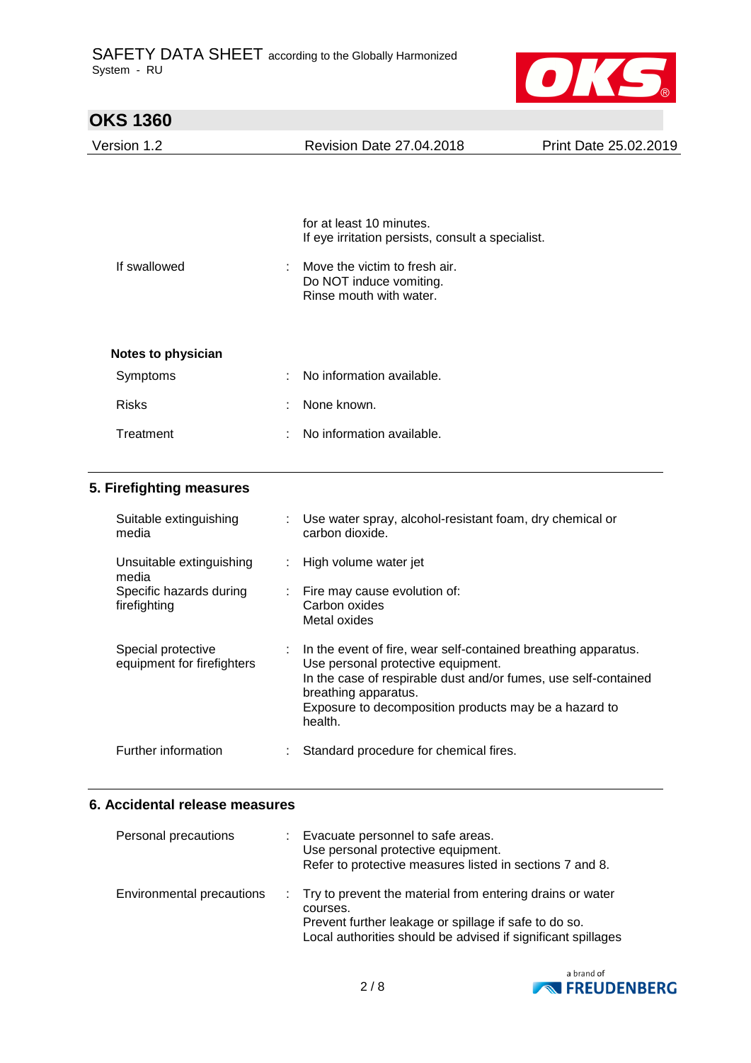for at least 10 minutes.
If eye irritation persists, consult a specialist.

| | |
|---|---|
| If swallowed | Move the victim to fresh air.<br>Do NOT induce vomiting.<br>Rinse mouth with water. |

**Notes to physician**

| | |
|---|---|
| Symptoms | No information available. |
| Risks | None known. |
| Treatment | No information available. |

## 5. Firefighting measures

| | |
|---|---|
| Suitable extinguishing media | Use water spray, alcohol-resistant foam, dry chemical or carbon dioxide. |
| Unsuitable extinguishing media | High volume water jet |
| Specific hazards during firefighting | Fire may cause evolution of:<br>Carbon oxides<br>Metal oxides |
| Special protective equipment for firefighters | In the event of fire, wear self-contained breathing apparatus.<br>Use personal protective equipment.<br>In the case of respirable dust and/or fumes, use self-contained breathing apparatus.<br>Exposure to decomposition products may be a hazard to health. |
| Further information | Standard procedure for chemical fires. |

## 6. Accidental release measures

| | |
|---|---|
| Personal precautions | Evacuate personnel to safe areas.<br>Use personal protective equipment.<br>Refer to protective measures listed in sections 7 and 8. |
| Environmental precautions | Try to prevent the material from entering drains or water courses.<br>Prevent further leakage or spillage if safe to do so.<br>Local authorities should be advised if significant spillages |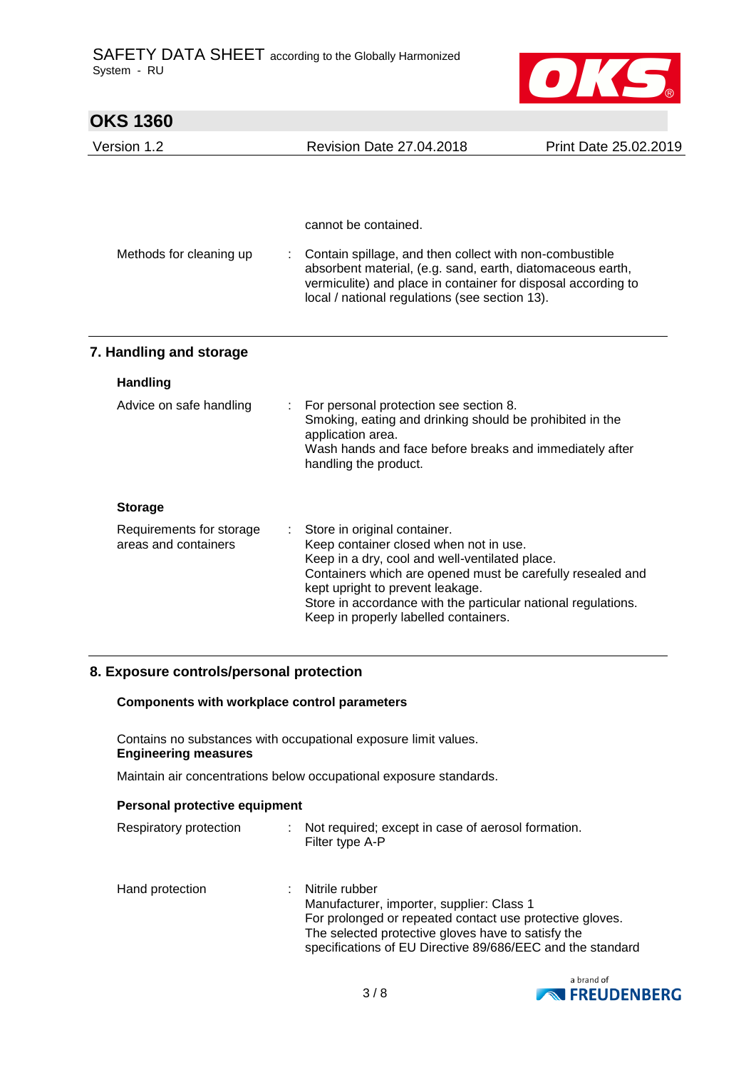cannot be contained.

| | | |
|---|---|---|
| Methods for cleaning up | : | Contain spillage, and then collect with non-combustible absorbent material, (e.g. sand, earth, diatomaceous earth, vermiculite) and place in container for disposal according to local / national regulations (see section 13). |

## 7. Handling and storage

### Handling

| | | |
|---|---|---|
| Advice on safe handling | : | For personal protection see section 8.<br>Smoking, eating and drinking should be prohibited in the application area.<br>Wash hands and face before breaks and immediately after handling the product. |

### Storage

| | | |
|---|---|---|
| Requirements for storage areas and containers | : | Store in original container.<br>Keep container closed when not in use.<br>Keep in a dry, cool and well-ventilated place.<br>Containers which are opened must be carefully resealed and kept upright to prevent leakage.<br>Store in accordance with the particular national regulations.<br>Keep in properly labelled containers. |

## 8. Exposure controls/personal protection

### Components with workplace control parameters

Contains no substances with occupational exposure limit values.

**Engineering measures**

Maintain air concentrations below occupational exposure standards.

### Personal protective equipment

| | | |
|---|---|---|
| Respiratory protection | : | Not required; except in case of aerosol formation.<br>Filter type A-P |
| Hand protection | : | Nitrile rubber<br>Manufacturer, importer, supplier: Class 1<br>For prolonged or repeated contact use protective gloves.<br>The selected protective gloves have to satisfy the specifications of EU Directive 89/686/EEC and the standard |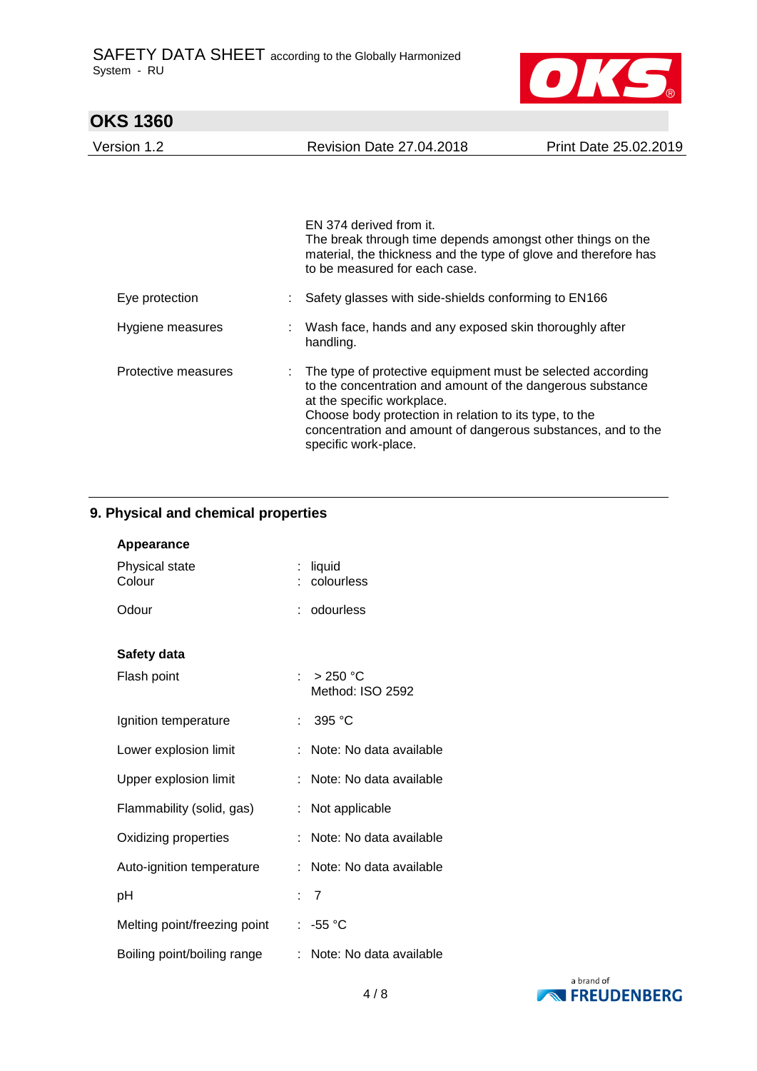EN 374 derived from it.
The break through time depends amongst other things on the material, the thickness and the type of glove and therefore has to be measured for each case.

| | | |
|---|---|---|
| Eye protection | : | Safety glasses with side-shields conforming to EN166 |
| Hygiene measures | : | Wash face, hands and any exposed skin thoroughly after handling. |
| Protective measures | : | The type of protective equipment must be selected according to the concentration and amount of the dangerous substance at the specific workplace.<br>Choose body protection in relation to its type, to the concentration and amount of dangerous substances, and to the specific work-place. |

## 9. Physical and chemical properties

**Appearance**

| | | |
|---|---|---|
| Physical state | : | liquid |
| Colour | : | colourless |
| Odour | : | odourless |

**Safety data**

| | | |
|---|---|---|
| Flash point | : | > 250 °C<br>Method: ISO 2592 |
| Ignition temperature | : | 395 °C |
| Lower explosion limit | : | Note: No data available |
| Upper explosion limit | : | Note: No data available |
| Flammability (solid, gas) | : | Not applicable |
| Oxidizing properties | : | Note: No data available |
| Auto-ignition temperature | : | Note: No data available |
| pH | : | 7 |
| Melting point/freezing point | : | -55 °C |
| Boiling point/boiling range | : | Note: No data available |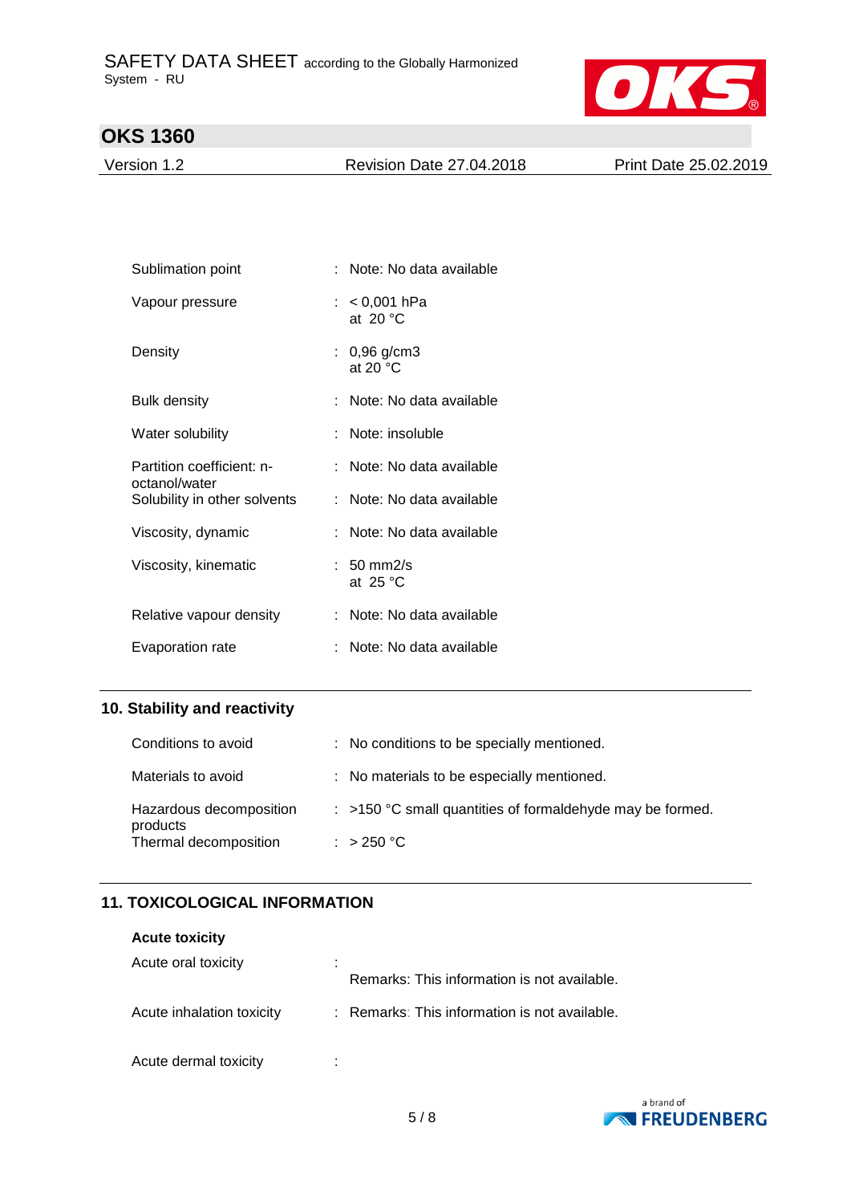| | | |
|---|---|---|
| Sublimation point | : | Note: No data available |
| Vapour pressure | : | < 0,001 hPa<br>at 20 °C |
| Density | : | 0,96 g/cm3<br>at 20 °C |
| Bulk density | : | Note: No data available |
| Water solubility | : | Note: insoluble |
| Partition coefficient: n-octanol/water | : | Note: No data available |
| Solubility in other solvents | : | Note: No data available |
| Viscosity, dynamic | : | Note: No data available |
| Viscosity, kinematic | : | 50 mm2/s<br>at 25 °C |
| Relative vapour density | : | Note: No data available |
| Evaporation rate | : | Note: No data available |

## 10. Stability and reactivity

| | | |
|---|---|---|
| Conditions to avoid | : | No conditions to be specially mentioned. |
| Materials to avoid | : | No materials to be especially mentioned. |
| Hazardous decomposition products | : | >150 °C small quantities of formaldehyde may be formed. |
| Thermal decomposition | : | > 250 °C |

## 11. TOXICOLOGICAL INFORMATION

**Acute toxicity**

| | | |
|---|---|---|
| Acute oral toxicity | : | Remarks: This information is not available. |
| Acute inhalation toxicity | : | Remarks: This information is not available. |
| Acute dermal toxicity | : | |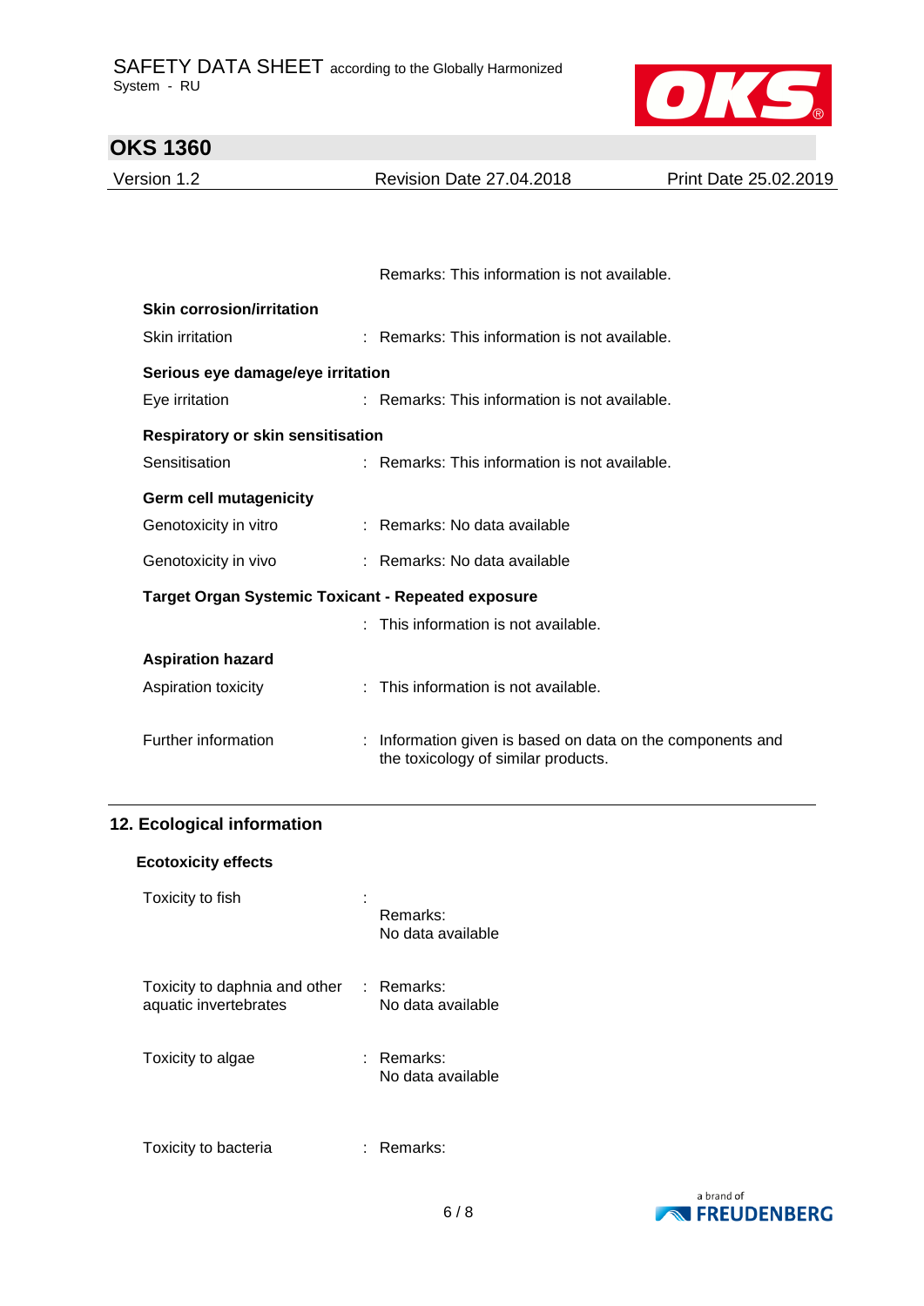Remarks: This information is not available.

**Skin corrosion/irritation**

Skin irritation : Remarks: This information is not available.

**Serious eye damage/eye irritation**

Eye irritation : Remarks: This information is not available.

**Respiratory or skin sensitisation**

Sensitisation : Remarks: This information is not available.

**Germ cell mutagenicity**

Genotoxicity in vitro : Remarks: No data available

Genotoxicity in vivo : Remarks: No data available

**Target Organ Systemic Toxicant - Repeated exposure**

: This information is not available.

**Aspiration hazard**

Aspiration toxicity : This information is not available.

Further information : Information given is based on data on the components and the toxicology of similar products.

## 12. Ecological information

**Ecotoxicity effects**

Toxicity to fish :
Remarks:
No data available

Toxicity to daphnia and other aquatic invertebrates : Remarks:
No data available

Toxicity to algae : Remarks:
No data available

Toxicity to bacteria : Remarks: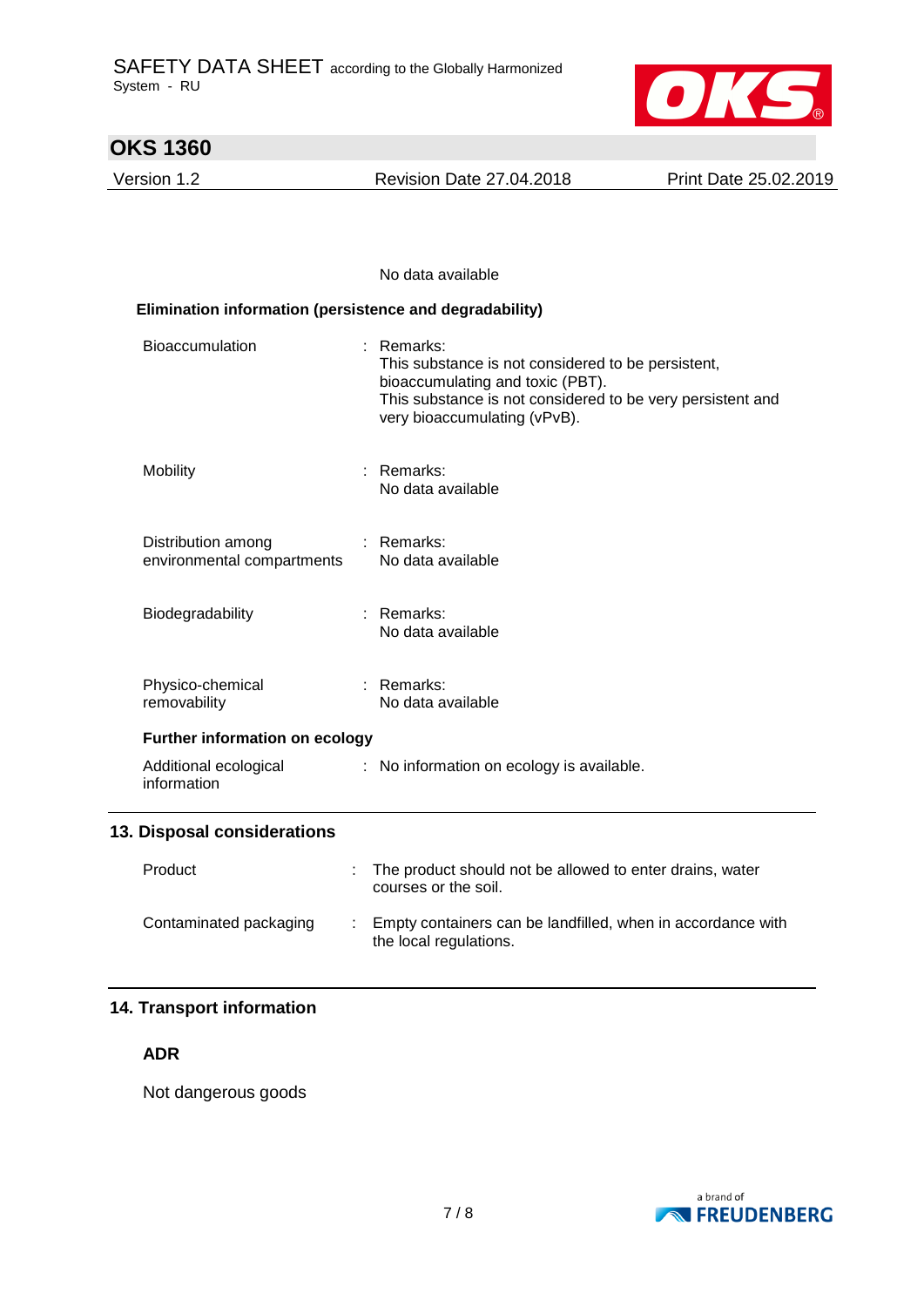No data available

**Elimination information (persistence and degradability)**

| | | |
|---|---|---|
| Bioaccumulation | : | Remarks:<br>This substance is not considered to be persistent, bioaccumulating and toxic (PBT).<br>This substance is not considered to be very persistent and very bioaccumulating (vPvB). |
| Mobility | : | Remarks:<br>No data available |
| Distribution among environmental compartments | : | Remarks:<br>No data available |
| Biodegradability | : | Remarks:<br>No data available |
| Physico-chemical removability | : | Remarks:<br>No data available |

**Further information on ecology**

| | | |
|---|---|---|
| Additional ecological information | : | No information on ecology is available. |

## 13. Disposal considerations

| | | |
|---|---|---|
| Product | : | The product should not be allowed to enter drains, water courses or the soil. |
| Contaminated packaging | : | Empty containers can be landfilled, when in accordance with the local regulations. |

## 14. Transport information

**ADR**

Not dangerous goods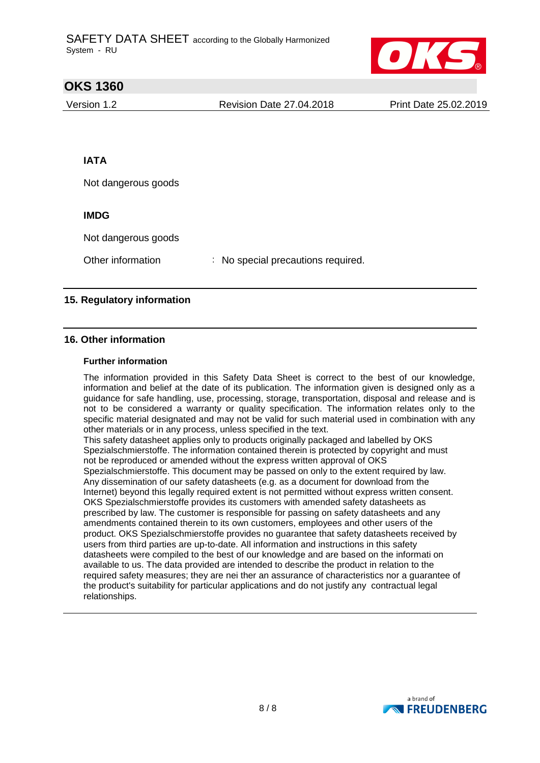**IATA**

Not dangerous goods

**IMDG**

Not dangerous goods

Other information : No special precautions required.

## 15. Regulatory information

## 16. Other information

**Further information**

The information provided in this Safety Data Sheet is correct to the best of our knowledge, information and belief at the date of its publication. The information given is designed only as a guidance for safe handling, use, processing, storage, transportation, disposal and release and is not to be considered a warranty or quality specification. The information relates only to the specific material designated and may not be valid for such material used in combination with any other materials or in any process, unless specified in the text.
This safety datasheet applies only to products originally packaged and labelled by OKS Spezialschmierstoffe. The information contained therein is protected by copyright and must not be reproduced or amended without the express written approval of OKS Spezialschmierstoffe. This document may be passed on only to the extent required by law. Any dissemination of our safety datasheets (e.g. as a document for download from the Internet) beyond this legally required extent is not permitted without express written consent. OKS Spezialschmierstoffe provides its customers with amended safety datasheets as prescribed by law. The customer is responsible for passing on safety datasheets and any amendments contained therein to its own customers, employees and other users of the product. OKS Spezialschmierstoffe provides no guarantee that safety datasheets received by users from third parties are up-to-date. All information and instructions in this safety datasheets were compiled to the best of our knowledge and are based on the informati on available to us. The data provided are intended to describe the product in relation to the required safety measures; they are nei ther an assurance of characteristics nor a guarantee of the product's suitability for particular applications and do not justify any contractual legal relationships.